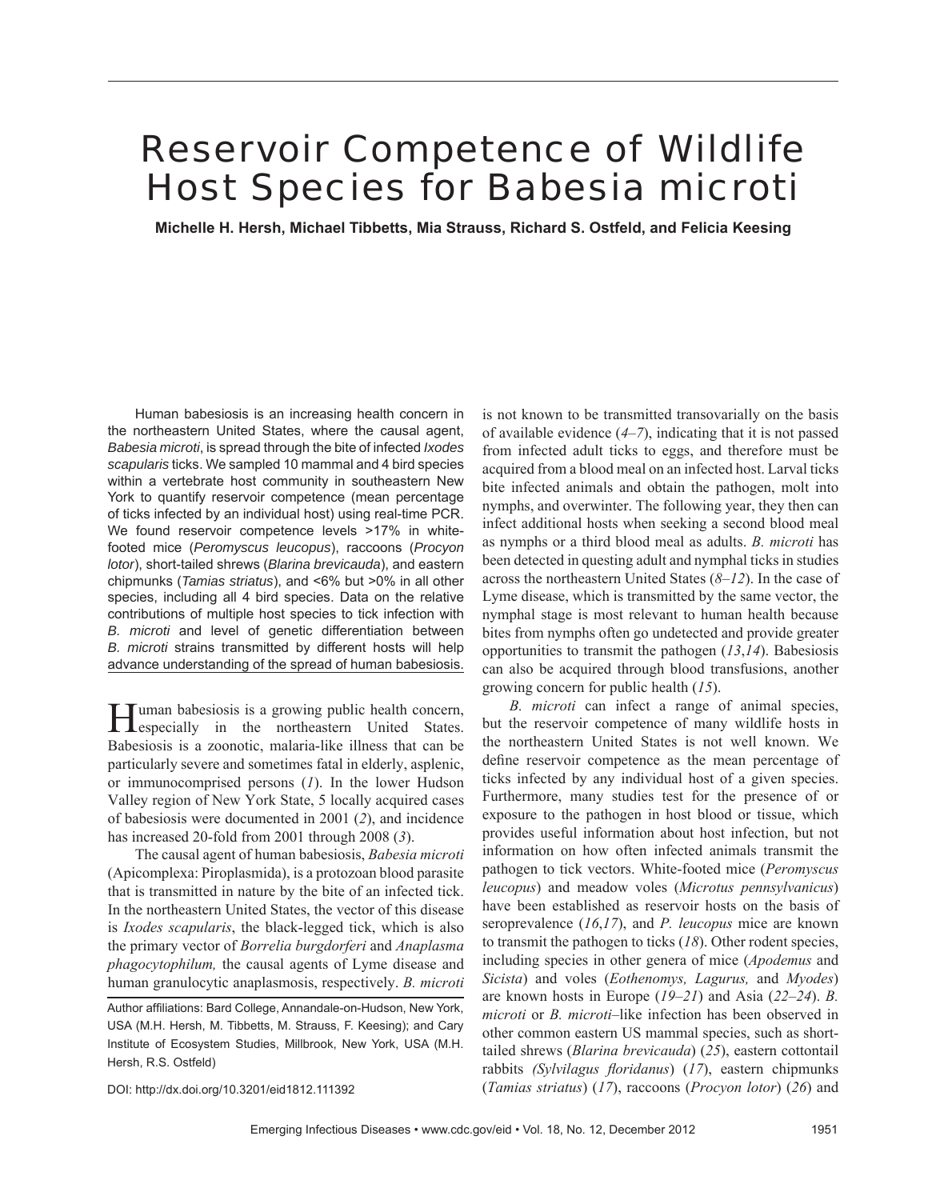# Reservoir Competence of Wildlife Host Species for Babesia microti

**Michelle H. Hersh, Michael Tibbetts, Mia Strauss, Richard S. Ostfeld, and Felicia Keesing**

Human babesiosis is an increasing health concern in the northeastern United States, where the causal agent, *Babesia microti*, is spread through the bite of infected *Ixodes scapularis* ticks. We sampled 10 mammal and 4 bird species within a vertebrate host community in southeastern New York to quantify reservoir competence (mean percentage of ticks infected by an individual host) using real-time PCR. We found reservoir competence levels >17% in white-footed mice (*Peromyscus leucopus*), raccoons (*Procyon lotor*), short-tailed shrews (*Blarina brevicauda*), and eastern chipmunks (*Tamias striatus*), and <6% but >0% in all other species, including all 4 bird species. Data on the relative contributions of multiple host species to tick infection with *B. microti* and level of genetic differentiation between *B. microti* strains transmitted by different hosts will help advance understanding of the spread of human babesiosis.

Human babesiosis is a growing public health concern, especially in the northeastern United States. Babesiosis is a zoonotic, malaria-like illness that can be particularly severe and sometimes fatal in elderly, asplenic, or immunocomprised persons (*1*). In the lower Hudson Valley region of New York State, 5 locally acquired cases of babesiosis were documented in 2001 (*2*), and incidence has increased 20-fold from 2001 through 2008 (*3*).

The causal agent of human babesiosis, *Babesia microti* (Apicomplexa: Piroplasmida), is a protozoan blood parasite that is transmitted in nature by the bite of an infected tick. In the northeastern United States, the vector of this disease is *Ixodes scapularis*, the black-legged tick, which is also the primary vector of *Borrelia burgdorferi* and *Anaplasma phagocytophilum,* the causal agents of Lyme disease and human granulocytic anaplasmosis, respectively. *B. microti* is not known to be transmitted transovarially on the basis of available evidence (*4*–*7*), indicating that it is not passed from infected adult ticks to eggs, and therefore must be acquired from a blood meal on an infected host. Larval ticks bite infected animals and obtain the pathogen, molt into nymphs, and overwinter. The following year, they then can infect additional hosts when seeking a second blood meal as nymphs or a third blood meal as adults. *B. microti* has been detected in questing adult and nymphal ticks in studies across the northeastern United States (*8*–*12*). In the case of Lyme disease, which is transmitted by the same vector, the nymphal stage is most relevant to human health because bites from nymphs often go undetected and provide greater opportunities to transmit the pathogen (*13*,*14*). Babesiosis can also be acquired through blood transfusions, another growing concern for public health (*15*).

*B. microti* can infect a range of animal species, but the reservoir competence of many wildlife hosts in the northeastern United States is not well known. We define reservoir competence as the mean percentage of ticks infected by any individual host of a given species. Furthermore, many studies test for the presence of or exposure to the pathogen in host blood or tissue, which provides useful information about host infection, but not information on how often infected animals transmit the pathogen to tick vectors. White-footed mice (*Peromyscus leucopus*) and meadow voles (*Microtus pennsylvanicus*) have been established as reservoir hosts on the basis of seroprevalence (*16*,*17*), and *P. leucopus* mice are known to transmit the pathogen to ticks (*18*). Other rodent species, including species in other genera of mice (*Apodemus* and *Sicista*) and voles (*Eothenomys, Lagurus,* and *Myodes*) are known hosts in Europe (*19*–*21*) and Asia (*22*–*24*). *B. microti* or *B. microti*–like infection has been observed in other common eastern US mammal species, such as short-tailed shrews (*Blarina brevicauda*) (*25*), eastern cottontail rabbits *(Sylvilagus floridanus*) (*17*), eastern chipmunks (*Tamias striatus*) (*17*), raccoons (*Procyon lotor*) (*26*) and

Author affiliations: Bard College, Annandale-on-Hudson, New York, USA (M.H. Hersh, M. Tibbetts, M. Strauss, F. Keesing); and Cary Institute of Ecosystem Studies, Millbrook, New York, USA (M.H. Hersh, R.S. Ostfeld)

DOI: http://dx.doi.org/10.3201/eid1812.111392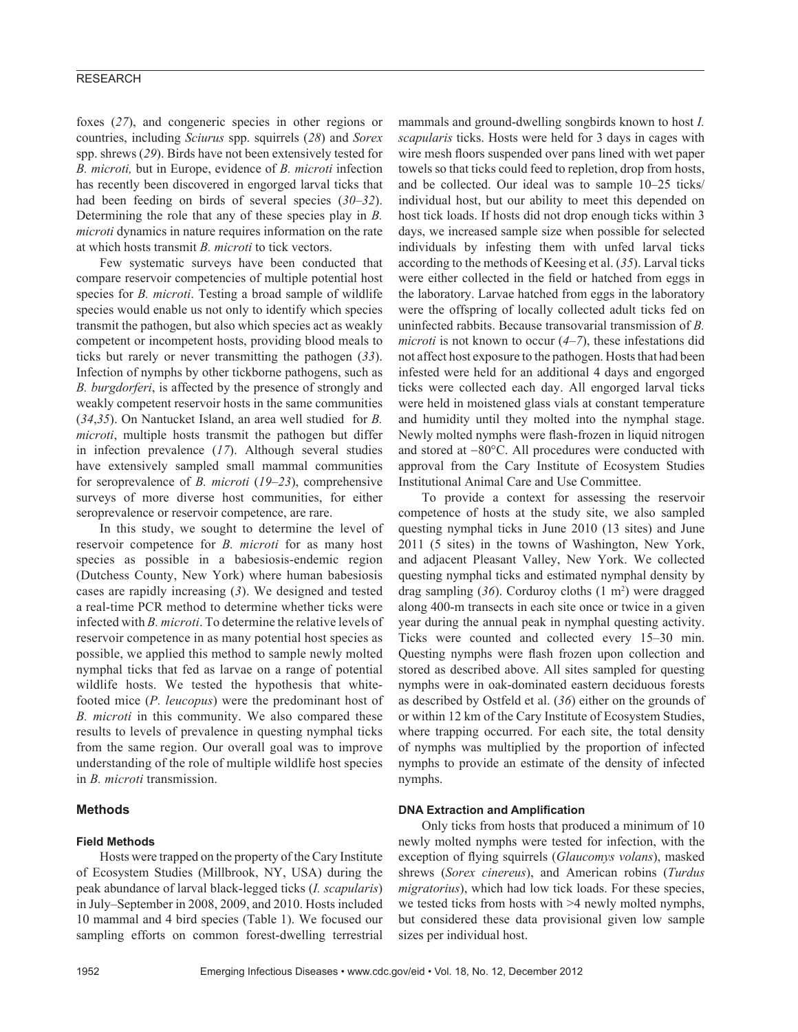foxes (*27*), and congeneric species in other regions or countries, including *Sciurus* spp. squirrels (*28*) and *Sorex* spp. shrews (*29*). Birds have not been extensively tested for *B. microti,* but in Europe, evidence of *B. microti* infection has recently been discovered in engorged larval ticks that had been feeding on birds of several species (*30–32*). Determining the role that any of these species play in *B. microti* dynamics in nature requires information on the rate at which hosts transmit *B. microti* to tick vectors.

Few systematic surveys have been conducted that compare reservoir competencies of multiple potential host species for *B. microti*. Testing a broad sample of wildlife species would enable us not only to identify which species transmit the pathogen, but also which species act as weakly competent or incompetent hosts, providing blood meals to ticks but rarely or never transmitting the pathogen (*33*). Infection of nymphs by other tickborne pathogens, such as *B. burgdorferi*, is affected by the presence of strongly and weakly competent reservoir hosts in the same communities (*34*,*35*). On Nantucket Island, an area well studied for *B. microti*, multiple hosts transmit the pathogen but differ in infection prevalence (*17*). Although several studies have extensively sampled small mammal communities for seroprevalence of *B. microti* (*19–23*), comprehensive surveys of more diverse host communities, for either seroprevalence or reservoir competence, are rare.

In this study, we sought to determine the level of reservoir competence for *B. microti* for as many host species as possible in a babesiosis-endemic region (Dutchess County, New York) where human babesiosis cases are rapidly increasing (*3*). We designed and tested a real-time PCR method to determine whether ticks were infected with *B. microti*. To determine the relative levels of reservoir competence in as many potential host species as possible, we applied this method to sample newly molted nymphal ticks that fed as larvae on a range of potential wildlife hosts. We tested the hypothesis that white-footed mice (*P. leucopus*) were the predominant host of *B. microti* in this community. We also compared these results to levels of prevalence in questing nymphal ticks from the same region. Our overall goal was to improve understanding of the role of multiple wildlife host species in *B. microti* transmission.

## Methods

### Field Methods

Hosts were trapped on the property of the Cary Institute of Ecosystem Studies (Millbrook, NY, USA) during the peak abundance of larval black-legged ticks (*I. scapularis*) in July–September in 2008, 2009, and 2010. Hosts included 10 mammal and 4 bird species (Table 1). We focused our sampling efforts on common forest-dwelling terrestrial mammals and ground-dwelling songbirds known to host *I. scapularis* ticks. Hosts were held for 3 days in cages with wire mesh floors suspended over pans lined with wet paper towels so that ticks could feed to repletion, drop from hosts, and be collected. Our ideal was to sample 10–25 ticks/individual host, but our ability to meet this depended on host tick loads. If hosts did not drop enough ticks within 3 days, we increased sample size when possible for selected individuals by infesting them with unfed larval ticks according to the methods of Keesing et al. (*35*). Larval ticks were either collected in the field or hatched from eggs in the laboratory. Larvae hatched from eggs in the laboratory were the offspring of locally collected adult ticks fed on uninfected rabbits. Because transovarial transmission of *B. microti* is not known to occur (*4–7*), these infestations did not affect host exposure to the pathogen. Hosts that had been infested were held for an additional 4 days and engorged ticks were collected each day. All engorged larval ticks were held in moistened glass vials at constant temperature and humidity until they molted into the nymphal stage. Newly molted nymphs were flash-frozen in liquid nitrogen and stored at −80°C. All procedures were conducted with approval from the Cary Institute of Ecosystem Studies Institutional Animal Care and Use Committee.

To provide a context for assessing the reservoir competence of hosts at the study site, we also sampled questing nymphal ticks in June 2010 (13 sites) and June 2011 (5 sites) in the towns of Washington, New York, and adjacent Pleasant Valley, New York. We collected questing nymphal ticks and estimated nymphal density by drag sampling (*36*). Corduroy cloths (1 m$^2$) were dragged along 400-m transects in each site once or twice in a given year during the annual peak in nymphal questing activity. Ticks were counted and collected every 15–30 min. Questing nymphs were flash frozen upon collection and stored as described above. All sites sampled for questing nymphs were in oak-dominated eastern deciduous forests as described by Ostfeld et al. (*36*) either on the grounds of or within 12 km of the Cary Institute of Ecosystem Studies, where trapping occurred. For each site, the total density of nymphs was multiplied by the proportion of infected nymphs to provide an estimate of the density of infected nymphs.

### DNA Extraction and Amplification

Only ticks from hosts that produced a minimum of 10 newly molted nymphs were tested for infection, with the exception of flying squirrels (*Glaucomys volans*), masked shrews (*Sorex cinereus*), and American robins (*Turdus migratorius*), which had low tick loads. For these species, we tested ticks from hosts with >4 newly molted nymphs, but considered these data provisional given low sample sizes per individual host.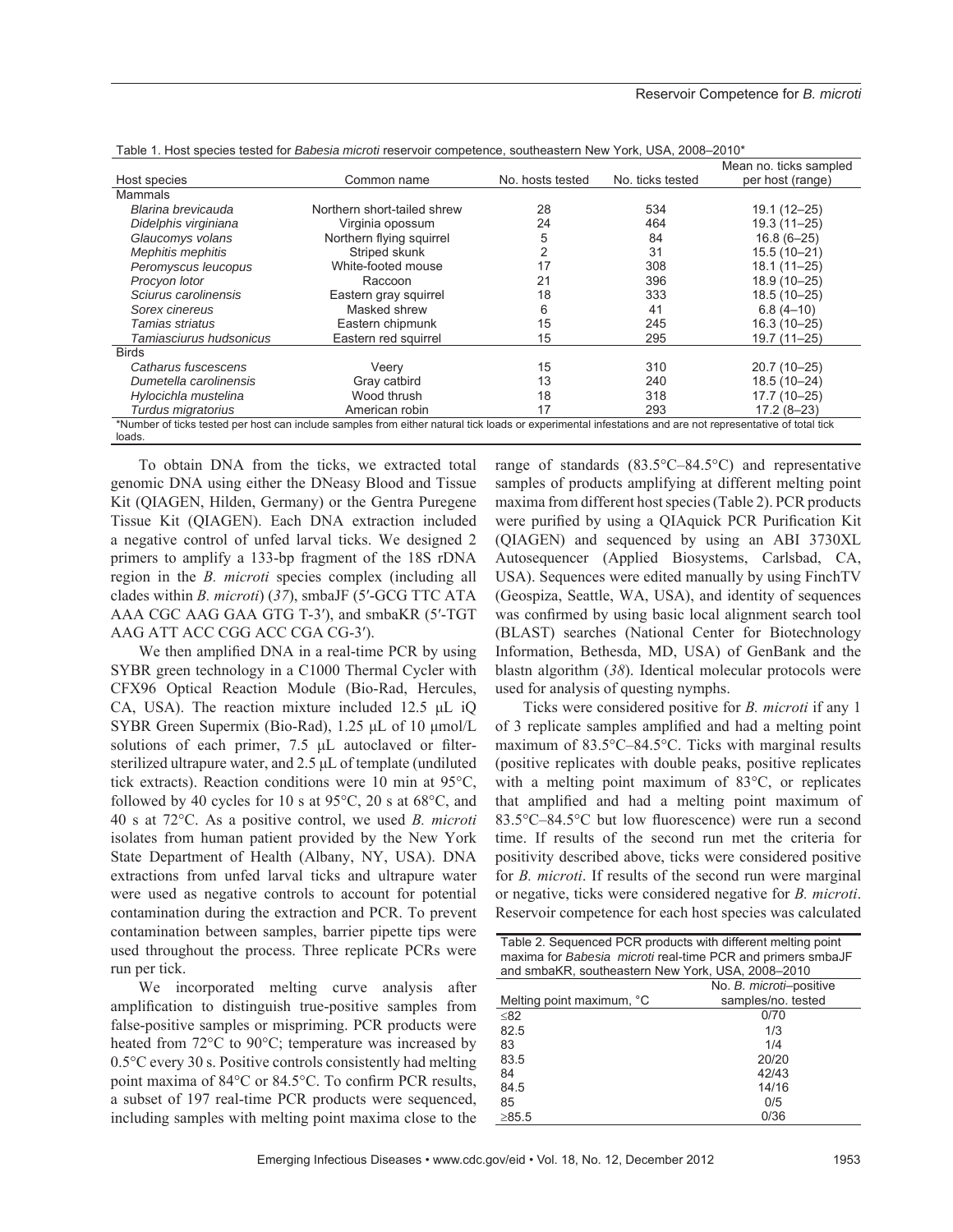Table 1. Host species tested for *Babesia microti* reservoir competence, southeastern New York, USA, 2008–2010*

| Host species | Common name | No. hosts tested | No. ticks tested | Mean no. ticks sampled per host (range) |
|---|---|---|---|---|
| Mammals | | | | |
| *Blarina brevicauda* | Northern short-tailed shrew | 28 | 534 | 19.1 (12–25) |
| *Didelphis virginiana* | Virginia opossum | 24 | 464 | 19.3 (11–25) |
| *Glaucomys volans* | Northern flying squirrel | 5 | 84 | 16.8 (6–25) |
| *Mephitis mephitis* | Striped skunk | 2 | 31 | 15.5 (10–21) |
| *Peromyscus leucopus* | White-footed mouse | 17 | 308 | 18.1 (11–25) |
| *Procyon lotor* | Raccoon | 21 | 396 | 18.9 (10–25) |
| *Sciurus carolinensis* | Eastern gray squirrel | 18 | 333 | 18.5 (10–25) |
| *Sorex cinereus* | Masked shrew | 6 | 41 | 6.8 (4–10) |
| *Tamias striatus* | Eastern chipmunk | 15 | 245 | 16.3 (10–25) |
| *Tamiasciurus hudsonicus* | Eastern red squirrel | 15 | 295 | 19.7 (11–25) |
| Birds | | | | |
| *Catharus fuscescens* | Veery | 15 | 310 | 20.7 (10–25) |
| *Dumetella carolinensis* | Gray catbird | 13 | 240 | 18.5 (10–24) |
| *Hylocichla mustelina* | Wood thrush | 18 | 318 | 17.7 (10–25) |
| *Turdus migratorius* | American robin | 17 | 293 | 17.2 (8–23) |

*Number of ticks tested per host can include samples from either natural tick loads or experimental infestations and are not representative of total tick loads.

To obtain DNA from the ticks, we extracted total genomic DNA using either the DNeasy Blood and Tissue Kit (QIAGEN, Hilden, Germany) or the Gentra Puregene Tissue Kit (QIAGEN). Each DNA extraction included a negative control of unfed larval ticks. We designed 2 primers to amplify a 133-bp fragment of the 18S rDNA region in the *B. microti* species complex (including all clades within *B. microti*) (*37*), smbaJF (5′-GCG TTC ATA AAA CGC AAG GAA GTG T-3′), and smbaKR (5′-TGT AAG ATT ACC CGG ACC CGA CG-3′).

We then amplified DNA in a real-time PCR by using SYBR green technology in a C1000 Thermal Cycler with CFX96 Optical Reaction Module (Bio-Rad, Hercules, CA, USA). The reaction mixture included 12.5 μL iQ SYBR Green Supermix (Bio-Rad), 1.25 μL of 10 μmol/L solutions of each primer, 7.5 μL autoclaved or filter-sterilized ultrapure water, and 2.5 μL of template (undiluted tick extracts). Reaction conditions were 10 min at 95°C, followed by 40 cycles for 10 s at 95°C, 20 s at 68°C, and 40 s at 72°C. As a positive control, we used *B. microti* isolates from human patient provided by the New York State Department of Health (Albany, NY, USA). DNA extractions from unfed larval ticks and ultrapure water were used as negative controls to account for potential contamination during the extraction and PCR. To prevent contamination between samples, barrier pipette tips were used throughout the process. Three replicate PCRs were run per tick.

We incorporated melting curve analysis after amplification to distinguish true-positive samples from false-positive samples or mispriming. PCR products were heated from 72°C to 90°C; temperature was increased by 0.5°C every 30 s. Positive controls consistently had melting point maxima of 84°C or 84.5°C. To confirm PCR results, a subset of 197 real-time PCR products were sequenced, including samples with melting point maxima close to the range of standards (83.5°C–84.5°C) and representative samples of products amplifying at different melting point maxima from different host species (Table 2). PCR products were purified by using a QIAquick PCR Purification Kit (QIAGEN) and sequenced by using an ABI 3730XL Autosequencer (Applied Biosystems, Carlsbad, CA, USA). Sequences were edited manually by using FinchTV (Geospiza, Seattle, WA, USA), and identity of sequences was confirmed by using basic local alignment search tool (BLAST) searches (National Center for Biotechnology Information, Bethesda, MD, USA) of GenBank and the blastn algorithm (*38*). Identical molecular protocols were used for analysis of questing nymphs.

Ticks were considered positive for *B. microti* if any 1 of 3 replicate samples amplified and had a melting point maximum of 83.5°C–84.5°C. Ticks with marginal results (positive replicates with double peaks, positive replicates with a melting point maximum of 83°C, or replicates that amplified and had a melting point maximum of 83.5°C–84.5°C but low fluorescence) were run a second time. If results of the second run met the criteria for positivity described above, ticks were considered positive for *B. microti*. If results of the second run were marginal or negative, ticks were considered negative for *B. microti*. Reservoir competence for each host species was calculated

Table 2. Sequenced PCR products with different melting point maxima for *Babesia microti* real-time PCR and primers smbaJF and smbaKR, southeastern New York, USA, 2008–2010

| Melting point maximum, °C | No. *B. microti*–positive samples/no. tested |
|---|---|
| ≤82 | 0/70 |
| 82.5 | 1/3 |
| 83 | 1/4 |
| 83.5 | 20/20 |
| 84 | 42/43 |
| 84.5 | 14/16 |
| 85 | 0/5 |
| ≥85.5 | 0/36 |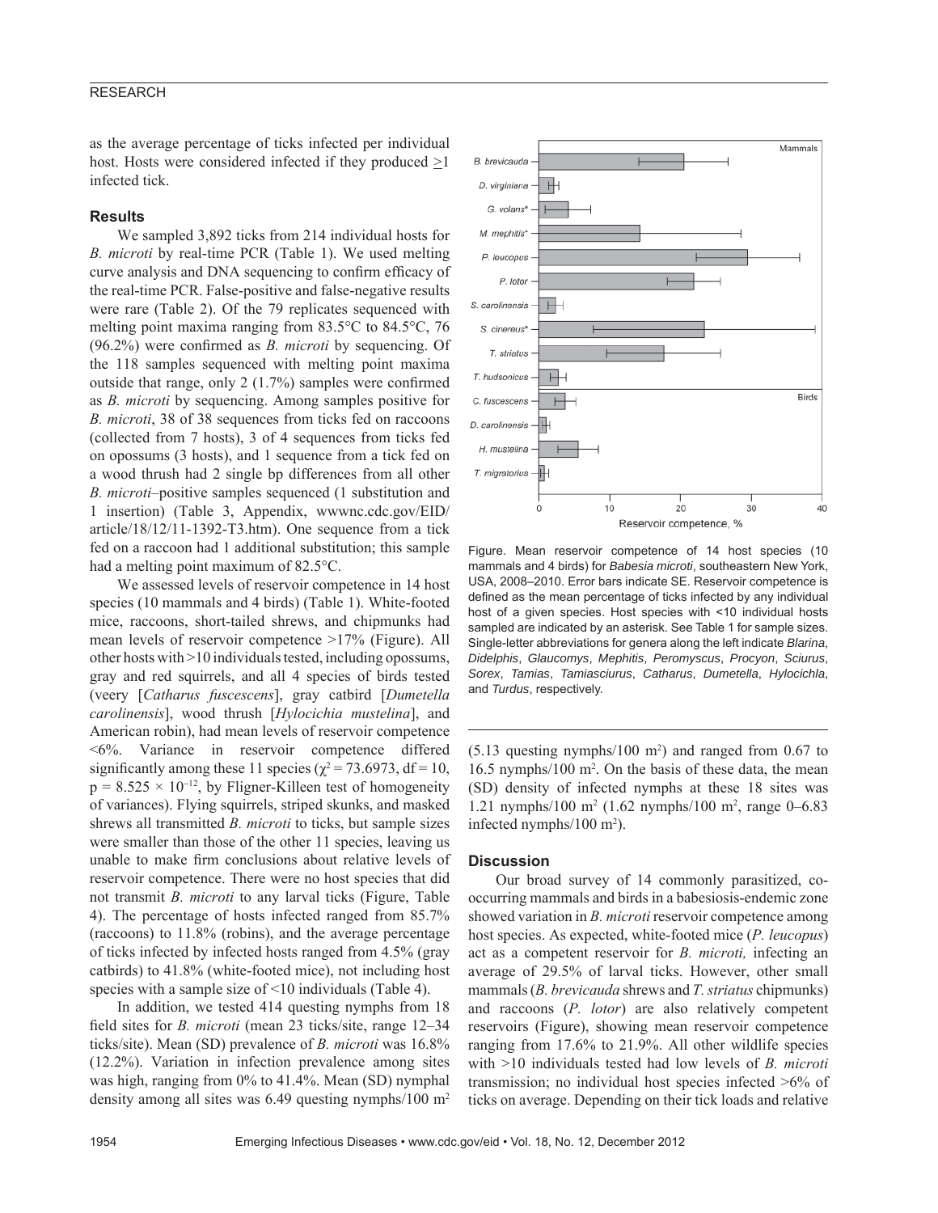as the average percentage of ticks infected per individual host. Hosts were considered infected if they produced ≥1 infected tick.

## Results

We sampled 3,892 ticks from 214 individual hosts for *B. microti* by real-time PCR (Table 1). We used melting curve analysis and DNA sequencing to confirm efficacy of the real-time PCR. False-positive and false-negative results were rare (Table 2). Of the 79 replicates sequenced with melting point maxima ranging from 83.5°C to 84.5°C, 76 (96.2%) were confirmed as *B. microti* by sequencing. Of the 118 samples sequenced with melting point maxima outside that range, only 2 (1.7%) samples were confirmed as *B. microti* by sequencing. Among samples positive for *B. microti*, 38 of 38 sequences from ticks fed on raccoons (collected from 7 hosts), 3 of 4 sequences from ticks fed on opossums (3 hosts), and 1 sequence from a tick fed on a wood thrush had 2 single bp differences from all other *B. microti*–positive samples sequenced (1 substitution and 1 insertion) (Table 3, Appendix, wwwnc.cdc.gov/EID/article/18/12/11-1392-T3.htm). One sequence from a tick fed on a raccoon had 1 additional substitution; this sample had a melting point maximum of 82.5°C.

We assessed levels of reservoir competence in 14 host species (10 mammals and 4 birds) (Table 1). White-footed mice, raccoons, short-tailed shrews, and chipmunks had mean levels of reservoir competence >17% (Figure). All other hosts with >10 individuals tested, including opossums, gray and red squirrels, and all 4 species of birds tested (veery [*Catharus fuscescens*], gray catbird [*Dumetella carolinensis*], wood thrush [*Hylocichia mustelina*], and American robin), had mean levels of reservoir competence <6%. Variance in reservoir competence differed significantly among these 11 species ($\chi^2 = 73.6973$, df = 10, $p = 8.525 \times 10^{-12}$, by Fligner-Killeen test of homogeneity of variances). Flying squirrels, striped skunks, and masked shrews all transmitted *B. microti* to ticks, but sample sizes were smaller than those of the other 11 species, leaving us unable to make firm conclusions about relative levels of reservoir competence. There were no host species that did not transmit *B. microti* to any larval ticks (Figure, Table 4). The percentage of hosts infected ranged from 85.7% (raccoons) to 11.8% (robins), and the average percentage of ticks infected by infected hosts ranged from 4.5% (gray catbirds) to 41.8% (white-footed mice), not including host species with a sample size of <10 individuals (Table 4).

In addition, we tested 414 questing nymphs from 18 field sites for *B. microti* (mean 23 ticks/site, range 12–34 ticks/site). Mean (SD) prevalence of *B. microti* was 16.8% (12.2%). Variation in infection prevalence among sites was high, ranging from 0% to 41.4%. Mean (SD) nymphal density among all sites was 6.49 questing nymphs/100 $m^2$ (5.13 questing nymphs/100 $m^2$) and ranged from 0.67 to 16.5 nymphs/100 $m^2$. On the basis of these data, the mean (SD) density of infected nymphs at these 18 sites was 1.21 nymphs/100 $m^2$ (1.62 nymphs/100 $m^2$, range 0–6.83 infected nymphs/100 $m^2$).

Mammals
B. brevicauda
D. virginiana
G. volans*
M. mephitis*
P. leucopus
P. lotor
S. carolinensis
S. cinereus*
T. striatus
T. hudsonicus
Birds
C. fuscescens
D. carolinensis
H. mustelina
T. migratorius
0 10 20 30 40
Reservoir competence, %

Figure. Mean reservoir competence of 14 host species (10 mammals and 4 birds) for *Babesia microti*, southeastern New York, USA, 2008–2010. Error bars indicate SE. Reservoir competence is defined as the mean percentage of ticks infected by any individual host of a given species. Host species with <10 individual hosts sampled are indicated by an asterisk. See Table 1 for sample sizes. Single-letter abbreviations for genera along the left indicate *Blarina*, *Didelphis*, *Glaucomys*, *Mephitis*, *Peromyscus*, *Procyon*, *Sciurus*, *Sorex*, *Tamias*, *Tamiasciurus*, *Catharus*, *Dumetella*, *Hylocichla*, and *Turdus*, respectively.

## Discussion

Our broad survey of 14 commonly parasitized, co-occurring mammals and birds in a babesiosis-endemic zone showed variation in *B. microti* reservoir competence among host species. As expected, white-footed mice (*P. leucopus*) act as a competent reservoir for *B. microti,* infecting an average of 29.5% of larval ticks. However, other small mammals (*B. brevicauda* shrews and *T. striatus* chipmunks) and raccoons (*P. lotor*) are also relatively competent reservoirs (Figure), showing mean reservoir competence ranging from 17.6% to 21.9%. All other wildlife species with >10 individuals tested had low levels of *B. microti* transmission; no individual host species infected >6% of ticks on average. Depending on their tick loads and relative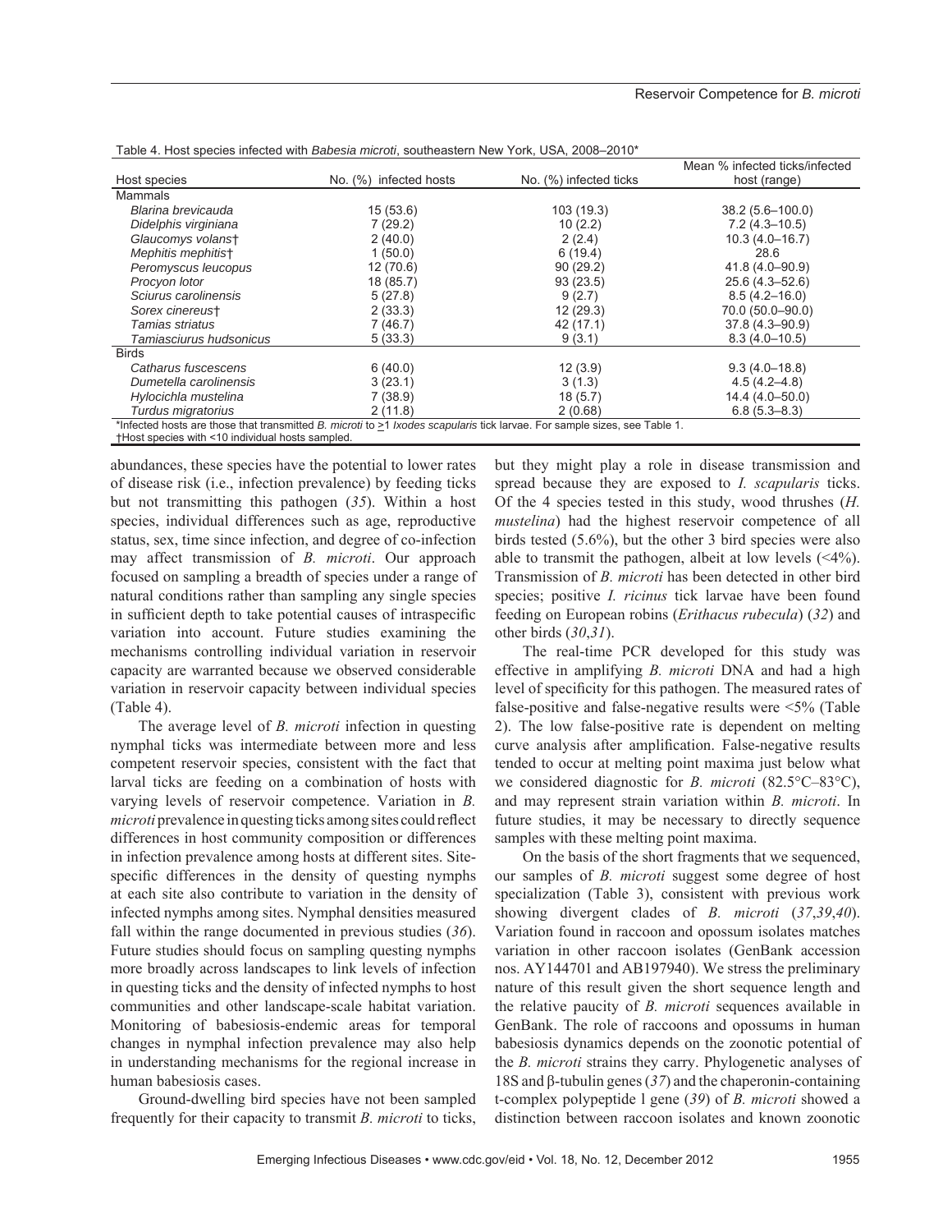Table 4. Host species infected with *Babesia microti*, southeastern New York, USA, 2008–2010*

| Host species | No. (%) infected hosts | No. (%) infected ticks | Mean % infected ticks/infected host (range) |
|---|---|---|---|
| Mammals | | | |
| *Blarina brevicauda* | 15 (53.6) | 103 (19.3) | 38.2 (5.6–100.0) |
| *Didelphis virginiana* | 7 (29.2) | 10 (2.2) | 7.2 (4.3–10.5) |
| *Glaucomys volans*† | 2 (40.0) | 2 (2.4) | 10.3 (4.0–16.7) |
| *Mephitis mephitis*† | 1 (50.0) | 6 (19.4) | 28.6 |
| *Peromyscus leucopus* | 12 (70.6) | 90 (29.2) | 41.8 (4.0–90.9) |
| *Procyon lotor* | 18 (85.7) | 93 (23.5) | 25.6 (4.3–52.6) |
| *Sciurus carolinensis* | 5 (27.8) | 9 (2.7) | 8.5 (4.2–16.0) |
| *Sorex cinereus*† | 2 (33.3) | 12 (29.3) | 70.0 (50.0–90.0) |
| *Tamias striatus* | 7 (46.7) | 42 (17.1) | 37.8 (4.3–90.9) |
| *Tamiasciurus hudsonicus* | 5 (33.3) | 9 (3.1) | 8.3 (4.0–10.5) |
| Birds | | | |
| *Catharus fuscescens* | 6 (40.0) | 12 (3.9) | 9.3 (4.0–18.8) |
| *Dumetella carolinensis* | 3 (23.1) | 3 (1.3) | 4.5 (4.2–4.8) |
| *Hylocichla mustelina* | 7 (38.9) | 18 (5.7) | 14.4 (4.0–50.0) |
| *Turdus migratorius* | 2 (11.8) | 2 (0.68) | 6.8 (5.3–8.3) |

*Infected hosts are those that transmitted *B. microti* to ≥1 *Ixodes scapularis* tick larvae. For sample sizes, see Table 1.
†Host species with <10 individual hosts sampled.

abundances, these species have the potential to lower rates of disease risk (i.e., infection prevalence) by feeding ticks but not transmitting this pathogen (*35*). Within a host species, individual differences such as age, reproductive status, sex, time since infection, and degree of co-infection may affect transmission of *B. microti*. Our approach focused on sampling a breadth of species under a range of natural conditions rather than sampling any single species in sufficient depth to take potential causes of intraspecific variation into account. Future studies examining the mechanisms controlling individual variation in reservoir capacity are warranted because we observed considerable variation in reservoir capacity between individual species (Table 4).

The average level of *B. microti* infection in questing nymphal ticks was intermediate between more and less competent reservoir species, consistent with the fact that larval ticks are feeding on a combination of hosts with varying levels of reservoir competence. Variation in *B. microti* prevalence in questing ticks among sites could reflect differences in host community composition or differences in infection prevalence among hosts at different sites. Site-specific differences in the density of questing nymphs at each site also contribute to variation in the density of infected nymphs among sites. Nymphal densities measured fall within the range documented in previous studies (*36*). Future studies should focus on sampling questing nymphs more broadly across landscapes to link levels of infection in questing ticks and the density of infected nymphs to host communities and other landscape-scale habitat variation. Monitoring of babesiosis-endemic areas for temporal changes in nymphal infection prevalence may also help in understanding mechanisms for the regional increase in human babesiosis cases.

Ground-dwelling bird species have not been sampled frequently for their capacity to transmit *B. microti* to ticks, but they might play a role in disease transmission and spread because they are exposed to *I. scapularis* ticks. Of the 4 species tested in this study, wood thrushes (*H. mustelina*) had the highest reservoir competence of all birds tested (5.6%), but the other 3 bird species were also able to transmit the pathogen, albeit at low levels (<4%). Transmission of *B. microti* has been detected in other bird species; positive *I. ricinus* tick larvae have been found feeding on European robins (*Erithacus rubecula*) (*32*) and other birds (*30*,*31*).

The real-time PCR developed for this study was effective in amplifying *B. microti* DNA and had a high level of specificity for this pathogen. The measured rates of false-positive and false-negative results were <5% (Table 2). The low false-positive rate is dependent on melting curve analysis after amplification. False-negative results tended to occur at melting point maxima just below what we considered diagnostic for *B. microti* (82.5°C–83°C), and may represent strain variation within *B. microti*. In future studies, it may be necessary to directly sequence samples with these melting point maxima.

On the basis of the short fragments that we sequenced, our samples of *B. microti* suggest some degree of host specialization (Table 3), consistent with previous work showing divergent clades of *B. microti* (*37*,*39*,*40*). Variation found in raccoon and opossum isolates matches variation in other raccoon isolates (GenBank accession nos. AY144701 and AB197940). We stress the preliminary nature of this result given the short sequence length and the relative paucity of *B. microti* sequences available in GenBank. The role of raccoons and opossums in human babesiosis dynamics depends on the zoonotic potential of the *B. microti* strains they carry. Phylogenetic analyses of 18S and β-tubulin genes (*37*) and the chaperonin-containing t-complex polypeptide l gene (*39*) of *B. microti* showed a distinction between raccoon isolates and known zoonotic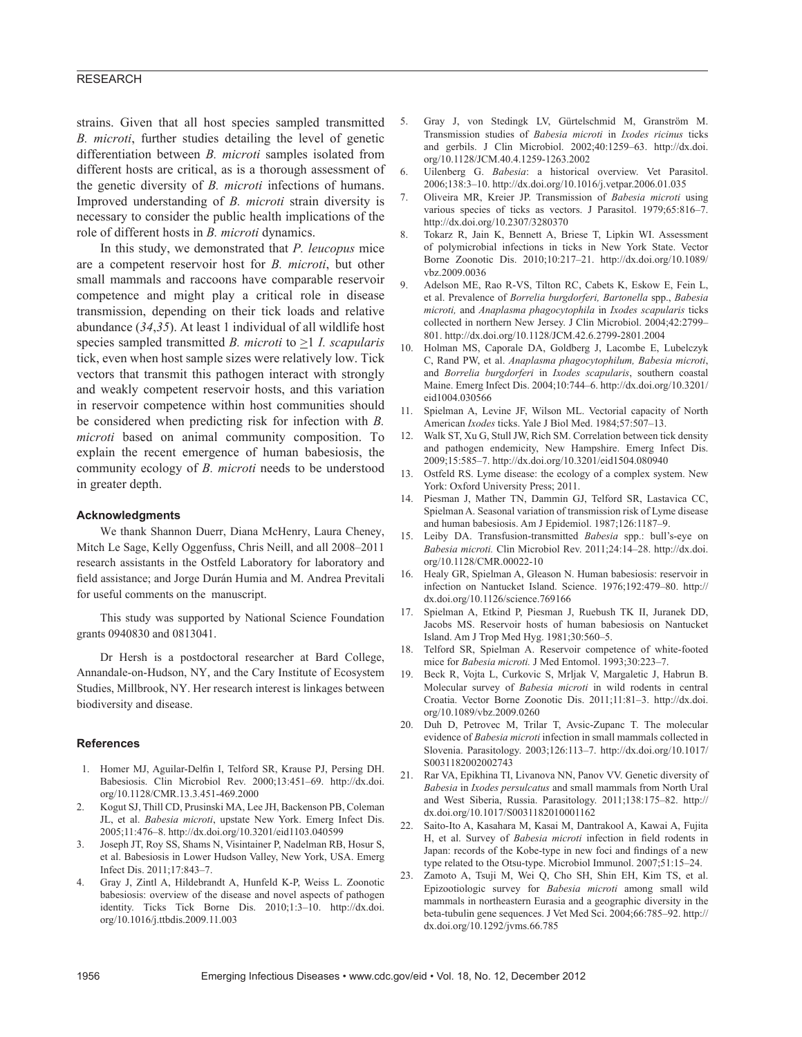strains. Given that all host species sampled transmitted *B. microti*, further studies detailing the level of genetic differentiation between *B. microti* samples isolated from different hosts are critical, as is a thorough assessment of the genetic diversity of *B. microti* infections of humans. Improved understanding of *B. microti* strain diversity is necessary to consider the public health implications of the role of different hosts in *B. microti* dynamics.

In this study, we demonstrated that *P. leucopus* mice are a competent reservoir host for *B. microti*, but other small mammals and raccoons have comparable reservoir competence and might play a critical role in disease transmission, depending on their tick loads and relative abundance (*34*,*35*). At least 1 individual of all wildlife host species sampled transmitted *B. microti* to ≥1 *I. scapularis* tick, even when host sample sizes were relatively low. Tick vectors that transmit this pathogen interact with strongly and weakly competent reservoir hosts, and this variation in reservoir competence within host communities should be considered when predicting risk for infection with *B. microti* based on animal community composition. To explain the recent emergence of human babesiosis, the community ecology of *B. microti* needs to be understood in greater depth.

### Acknowledgments

We thank Shannon Duerr, Diana McHenry, Laura Cheney, Mitch Le Sage, Kelly Oggenfuss, Chris Neill, and all 2008–2011 research assistants in the Ostfeld Laboratory for laboratory and field assistance; and Jorge Durán Humia and M. Andrea Previtali for useful comments on the manuscript.

This study was supported by National Science Foundation grants 0940830 and 0813041.

Dr Hersh is a postdoctoral researcher at Bard College, Annandale-on-Hudson, NY, and the Cary Institute of Ecosystem Studies, Millbrook, NY. Her research interest is linkages between biodiversity and disease.

### References

1. Homer MJ, Aguilar-Delfin I, Telford SR, Krause PJ, Persing DH. Babesiosis. Clin Microbiol Rev. 2000;13:451–69. http://dx.doi.org/10.1128/CMR.13.3.451-469.2000
2. Kogut SJ, Thill CD, Prusinski MA, Lee JH, Backenson PB, Coleman JL, et al. *Babesia microti*, upstate New York. Emerg Infect Dis. 2005;11:476–8. http://dx.doi.org/10.3201/eid1103.040599
3. Joseph JT, Roy SS, Shams N, Visintainer P, Nadelman RB, Hosur S, et al. Babesiosis in Lower Hudson Valley, New York, USA. Emerg Infect Dis. 2011;17:843–7.
4. Gray J, Zintl A, Hildebrandt A, Hunfeld K-P, Weiss L. Zoonotic babesiosis: overview of the disease and novel aspects of pathogen identity. Ticks Tick Borne Dis. 2010;1:3–10. http://dx.doi.org/10.1016/j.ttbdis.2009.11.003
5. Gray J, von Stedingk LV, Gürtelschmid M, Granström M. Transmission studies of *Babesia microti* in *Ixodes ricinus* ticks and gerbils. J Clin Microbiol. 2002;40:1259–63. http://dx.doi.org/10.1128/JCM.40.4.1259-1263.2002
6. Uilenberg G. *Babesia*: a historical overview. Vet Parasitol. 2006;138:3–10. http://dx.doi.org/10.1016/j.vetpar.2006.01.035
7. Oliveira MR, Kreier JP. Transmission of *Babesia microti* using various species of ticks as vectors. J Parasitol. 1979;65:816–7. http://dx.doi.org/10.2307/3280370
8. Tokarz R, Jain K, Bennett A, Briese T, Lipkin WI. Assessment of polymicrobial infections in ticks in New York State. Vector Borne Zoonotic Dis. 2010;10:217–21. http://dx.doi.org/10.1089/vbz.2009.0036
9. Adelson ME, Rao R-VS, Tilton RC, Cabets K, Eskow E, Fein L, et al. Prevalence of *Borrelia burgdorferi, Bartonella* spp., *Babesia microti,* and *Anaplasma phagocytophila* in *Ixodes scapularis* ticks collected in northern New Jersey. J Clin Microbiol. 2004;42:2799–801. http://dx.doi.org/10.1128/JCM.42.6.2799-2801.2004
10. Holman MS, Caporale DA, Goldberg J, Lacombe E, Lubelczyk C, Rand PW, et al. *Anaplasma phagocytophilum, Babesia microti*, and *Borrelia burgdorferi* in *Ixodes scapularis*, southern coastal Maine. Emerg Infect Dis. 2004;10:744–6. http://dx.doi.org/10.3201/eid1004.030566
11. Spielman A, Levine JF, Wilson ML. Vectorial capacity of North American *Ixodes* ticks. Yale J Biol Med. 1984;57:507–13.
12. Walk ST, Xu G, Stull JW, Rich SM. Correlation between tick density and pathogen endemicity, New Hampshire. Emerg Infect Dis. 2009;15:585–7. http://dx.doi.org/10.3201/eid1504.080940
13. Ostfeld RS. Lyme disease: the ecology of a complex system. New York: Oxford University Press; 2011.
14. Piesman J, Mather TN, Dammin GJ, Telford SR, Lastavica CC, Spielman A. Seasonal variation of transmission risk of Lyme disease and human babesiosis. Am J Epidemiol. 1987;126:1187–9.
15. Leiby DA. Transfusion-transmitted *Babesia* spp.: bull's-eye on *Babesia microti.* Clin Microbiol Rev. 2011;24:14–28. http://dx.doi.org/10.1128/CMR.00022-10
16. Healy GR, Spielman A, Gleason N. Human babesiosis: reservoir in infection on Nantucket Island. Science. 1976;192:479–80. http://dx.doi.org/10.1126/science.769166
17. Spielman A, Etkind P, Piesman J, Ruebush TK II, Juranek DD, Jacobs MS. Reservoir hosts of human babesiosis on Nantucket Island. Am J Trop Med Hyg. 1981;30:560–5.
18. Telford SR, Spielman A. Reservoir competence of white-footed mice for *Babesia microti.* J Med Entomol. 1993;30:223–7.
19. Beck R, Vojta L, Curkovic S, Mrljak V, Margaletic J, Habrun B. Molecular survey of *Babesia microti* in wild rodents in central Croatia. Vector Borne Zoonotic Dis. 2011;11:81–3. http://dx.doi.org/10.1089/vbz.2009.0260
20. Duh D, Petrovec M, Trilar T, Avsic-Zupanc T. The molecular evidence of *Babesia microti* infection in small mammals collected in Slovenia. Parasitology. 2003;126:113–7. http://dx.doi.org/10.1017/S0031182002002743
21. Rar VA, Epikhina TI, Livanova NN, Panov VV. Genetic diversity of *Babesia* in *Ixodes persulcatus* and small mammals from North Ural and West Siberia, Russia. Parasitology. 2011;138:175–82. http://dx.doi.org/10.1017/S0031182010001162
22. Saito-Ito A, Kasahara M, Kasai M, Dantrakool A, Kawai A, Fujita H, et al. Survey of *Babesia microti* infection in field rodents in Japan: records of the Kobe-type in new foci and findings of a new type related to the Otsu-type. Microbiol Immunol. 2007;51:15–24.
23. Zamoto A, Tsuji M, Wei Q, Cho SH, Shin EH, Kim TS, et al. Epizootiologic survey for *Babesia microti* among small wild mammals in northeastern Eurasia and a geographic diversity in the beta-tubulin gene sequences. J Vet Med Sci. 2004;66:785–92. http://dx.doi.org/10.1292/jvms.66.785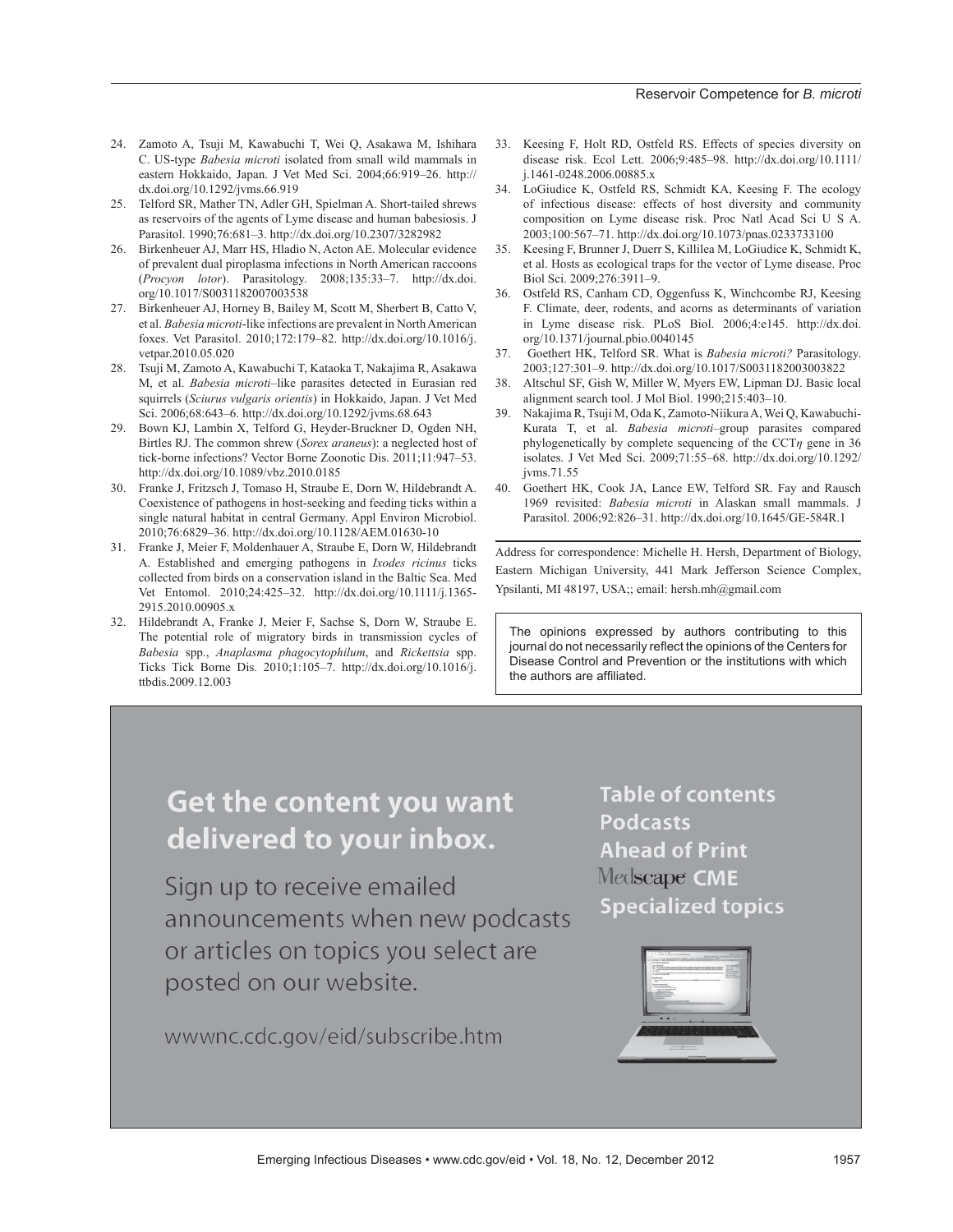24. Zamoto A, Tsuji M, Kawabuchi T, Wei Q, Asakawa M, Ishihara C. US-type *Babesia microti* isolated from small wild mammals in eastern Hokkaido, Japan. J Vet Med Sci. 2004;66:919–26. http://dx.doi.org/10.1292/jvms.66.919
25. Telford SR, Mather TN, Adler GH, Spielman A. Short-tailed shrews as reservoirs of the agents of Lyme disease and human babesiosis. J Parasitol. 1990;76:681–3. http://dx.doi.org/10.2307/3282982
26. Birkenheuer AJ, Marr HS, Hladio N, Acton AE. Molecular evidence of prevalent dual piroplasma infections in North American raccoons (*Procyon lotor*). Parasitology. 2008;135:33–7. http://dx.doi.org/10.1017/S0031182007003538
27. Birkenheuer AJ, Horney B, Bailey M, Scott M, Sherbert B, Catto V, et al. *Babesia microti*-like infections are prevalent in North American foxes. Vet Parasitol. 2010;172:179–82. http://dx.doi.org/10.1016/j.vetpar.2010.05.020
28. Tsuji M, Zamoto A, Kawabuchi T, Kataoka T, Nakajima R, Asakawa M, et al. *Babesia microti*–like parasites detected in Eurasian red squirrels (*Sciurus vulgaris orientis*) in Hokkaido, Japan. J Vet Med Sci. 2006;68:643–6. http://dx.doi.org/10.1292/jvms.68.643
29. Bown KJ, Lambin X, Telford G, Heyder-Bruckner D, Ogden NH, Birtles RJ. The common shrew (*Sorex araneus*): a neglected host of tick-borne infections? Vector Borne Zoonotic Dis. 2011;11:947–53. http://dx.doi.org/10.1089/vbz.2010.0185
30. Franke J, Fritzsch J, Tomaso H, Straube E, Dorn W, Hildebrandt A. Coexistence of pathogens in host-seeking and feeding ticks within a single natural habitat in central Germany. Appl Environ Microbiol. 2010;76:6829–36. http://dx.doi.org/10.1128/AEM.01630-10
31. Franke J, Meier F, Moldenhauer A, Straube E, Dorn W, Hildebrandt A. Established and emerging pathogens in *Ixodes ricinus* ticks collected from birds on a conservation island in the Baltic Sea. Med Vet Entomol. 2010;24:425–32. http://dx.doi.org/10.1111/j.1365-2915.2010.00905.x
32. Hildebrandt A, Franke J, Meier F, Sachse S, Dorn W, Straube E. The potential role of migratory birds in transmission cycles of *Babesia* spp., *Anaplasma phagocytophilum*, and *Rickettsia* spp. Ticks Tick Borne Dis. 2010;1:105–7. http://dx.doi.org/10.1016/j.ttbdis.2009.12.003
33. Keesing F, Holt RD, Ostfeld RS. Effects of species diversity on disease risk. Ecol Lett. 2006;9:485–98. http://dx.doi.org/10.1111/j.1461-0248.2006.00885.x
34. LoGiudice K, Ostfeld RS, Schmidt KA, Keesing F. The ecology of infectious disease: effects of host diversity and community composition on Lyme disease risk. Proc Natl Acad Sci U S A. 2003;100:567–71. http://dx.doi.org/10.1073/pnas.0233733100
35. Keesing F, Brunner J, Duerr S, Killilea M, LoGiudice K, Schmidt K, et al. Hosts as ecological traps for the vector of Lyme disease. Proc Biol Sci. 2009;276:3911–9.
36. Ostfeld RS, Canham CD, Oggenfuss K, Winchcombe RJ, Keesing F. Climate, deer, rodents, and acorns as determinants of variation in Lyme disease risk. PLoS Biol. 2006;4:e145. http://dx.doi.org/10.1371/journal.pbio.0040145
37. Goethert HK, Telford SR. What is *Babesia microti?* Parasitology. 2003;127:301–9. http://dx.doi.org/10.1017/S0031182003003822
38. Altschul SF, Gish W, Miller W, Myers EW, Lipman DJ. Basic local alignment search tool. J Mol Biol. 1990;215:403–10.
39. Nakajima R, Tsuji M, Oda K, Zamoto-Niikura A, Wei Q, Kawabuchi-Kurata T, et al. *Babesia microti*–group parasites compared phylogenetically by complete sequencing of the CCT$\eta$ gene in 36 isolates. J Vet Med Sci. 2009;71:55–68. http://dx.doi.org/10.1292/jvms.71.55
40. Goethert HK, Cook JA, Lance EW, Telford SR. Fay and Rausch 1969 revisited: *Babesia microti* in Alaskan small mammals. J Parasitol. 2006;92:826–31. http://dx.doi.org/10.1645/GE-584R.1

Address for correspondence: Michelle H. Hersh, Department of Biology, Eastern Michigan University, 441 Mark Jefferson Science Complex, Ypsilanti, MI 48197, USA;; email: hersh.mh@gmail.com

The opinions expressed by authors contributing to this journal do not necessarily reflect the opinions of the Centers for Disease Control and Prevention or the institutions with which the authors are affiliated.

**Get the content you want delivered to your inbox.**

Sign up to receive emailed announcements when new podcasts or articles on topics you select are posted on our website.

wwwnc.cdc.gov/eid/subscribe.htm

**Table of contents**
**Podcasts**
**Ahead of Print**
**Medscape CME**
**Specialized topics**